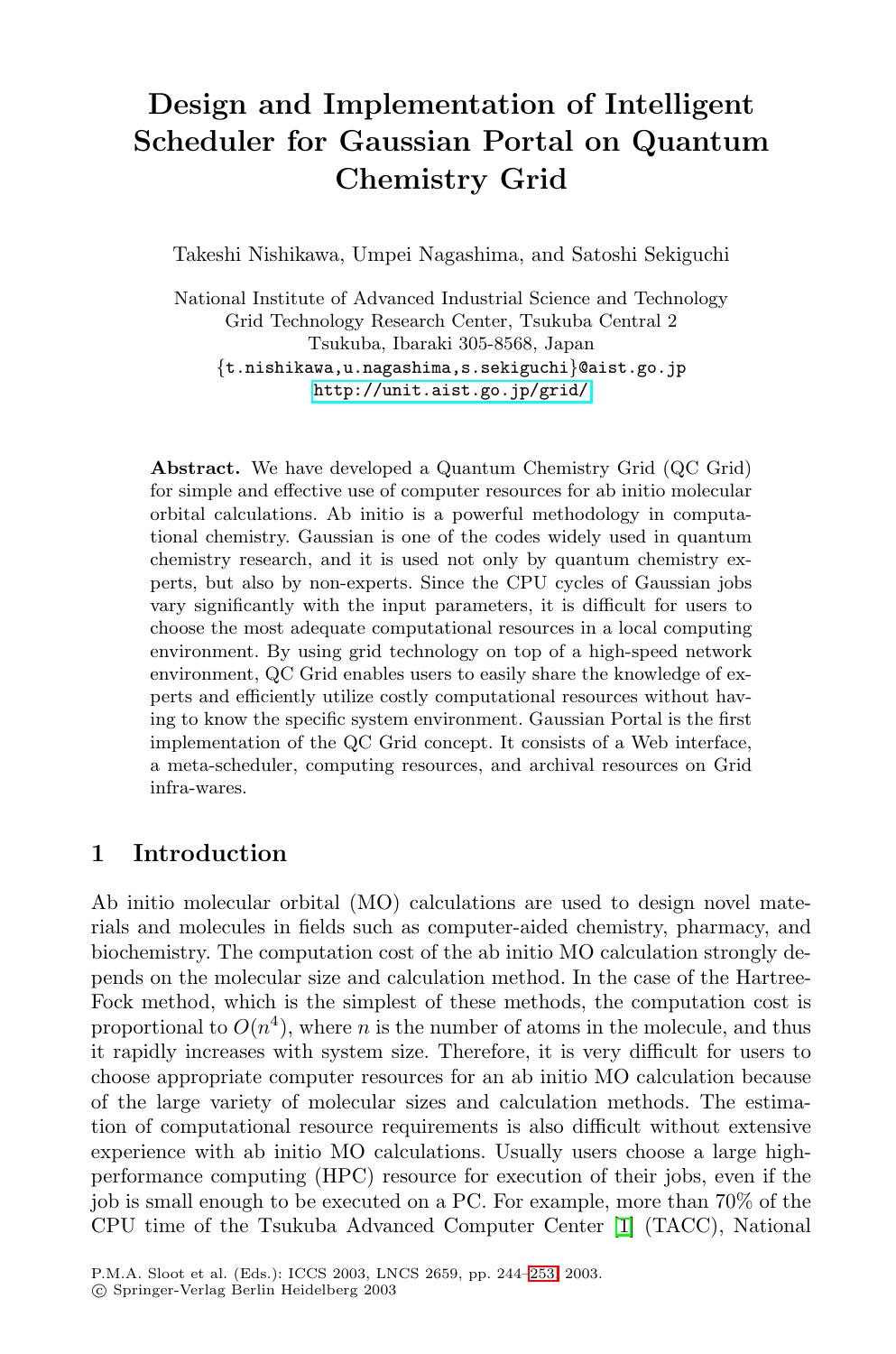# Design and Implementation of Intelligent Scheduler for Gaussian Portal on Quantum Chemistry Grid

Takeshi Nishikawa, Umpei Nagashima, and Satoshi Sekiguchi

National Institute of Advanced Industrial Science and Technology
Grid Technology Research Center, Tsukuba Central 2
Tsukuba, Ibaraki 305-8568, Japan
{t.nishikawa,u.nagashima,s.sekiguchi}@aist.go.jp
http://unit.aist.go.jp/grid/

**Abstract.** We have developed a Quantum Chemistry Grid (QC Grid) for simple and effective use of computer resources for ab initio molecular orbital calculations. Ab initio is a powerful methodology in computational chemistry. Gaussian is one of the codes widely used in quantum chemistry research, and it is used not only by quantum chemistry experts, but also by non-experts. Since the CPU cycles of Gaussian jobs vary significantly with the input parameters, it is difficult for users to choose the most adequate computational resources in a local computing environment. By using grid technology on top of a high-speed network environment, QC Grid enables users to easily share the knowledge of experts and efficiently utilize costly computational resources without having to know the specific system environment. Gaussian Portal is the first implementation of the QC Grid concept. It consists of a Web interface, a meta-scheduler, computing resources, and archival resources on Grid infra-wares.

## 1 Introduction

Ab initio molecular orbital (MO) calculations are used to design novel materials and molecules in fields such as computer-aided chemistry, pharmacy, and biochemistry. The computation cost of the ab initio MO calculation strongly depends on the molecular size and calculation method. In the case of the Hartree-Fock method, which is the simplest of these methods, the computation cost is proportional to $O(n^4)$, where $n$ is the number of atoms in the molecule, and thus it rapidly increases with system size. Therefore, it is very difficult for users to choose appropriate computer resources for an ab initio MO calculation because of the large variety of molecular sizes and calculation methods. The estimation of computational resource requirements is also difficult without extensive experience with ab initio MO calculations. Usually users choose a large high-performance computing (HPC) resource for execution of their jobs, even if the job is small enough to be executed on a PC. For example, more than 70% of the CPU time of the Tsukuba Advanced Computer Center [1] (TACC), National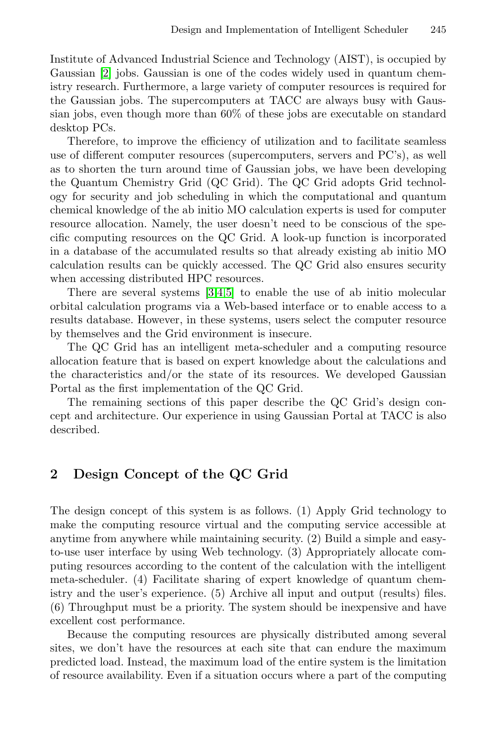Institute of Advanced Industrial Science and Technology (AIST), is occupied by Gaussian [2] jobs. Gaussian is one of the codes widely used in quantum chemistry research. Furthermore, a large variety of computer resources is required for the Gaussian jobs. The supercomputers at TACC are always busy with Gaussian jobs, even though more than 60% of these jobs are executable on standard desktop PCs.

Therefore, to improve the efficiency of utilization and to facilitate seamless use of different computer resources (supercomputers, servers and PC's), as well as to shorten the turn around time of Gaussian jobs, we have been developing the Quantum Chemistry Grid (QC Grid). The QC Grid adopts Grid technology for security and job scheduling in which the computational and quantum chemical knowledge of the ab initio MO calculation experts is used for computer resource allocation. Namely, the user doesn't need to be conscious of the specific computing resources on the QC Grid. A look-up function is incorporated in a database of the accumulated results so that already existing ab initio MO calculation results can be quickly accessed. The QC Grid also ensures security when accessing distributed HPC resources.

There are several systems [3,4,5] to enable the use of ab initio molecular orbital calculation programs via a Web-based interface or to enable access to a results database. However, in these systems, users select the computer resource by themselves and the Grid environment is insecure.

The QC Grid has an intelligent meta-scheduler and a computing resource allocation feature that is based on expert knowledge about the calculations and the characteristics and/or the state of its resources. We developed Gaussian Portal as the first implementation of the QC Grid.

The remaining sections of this paper describe the QC Grid's design concept and architecture. Our experience in using Gaussian Portal at TACC is also described.

## 2 Design Concept of the QC Grid

The design concept of this system is as follows. (1) Apply Grid technology to make the computing resource virtual and the computing service accessible at anytime from anywhere while maintaining security. (2) Build a simple and easy-to-use user interface by using Web technology. (3) Appropriately allocate computing resources according to the content of the calculation with the intelligent meta-scheduler. (4) Facilitate sharing of expert knowledge of quantum chemistry and the user's experience. (5) Archive all input and output (results) files. (6) Throughput must be a priority. The system should be inexpensive and have excellent cost performance.

Because the computing resources are physically distributed among several sites, we don't have the resources at each site that can endure the maximum predicted load. Instead, the maximum load of the entire system is the limitation of resource availability. Even if a situation occurs where a part of the computing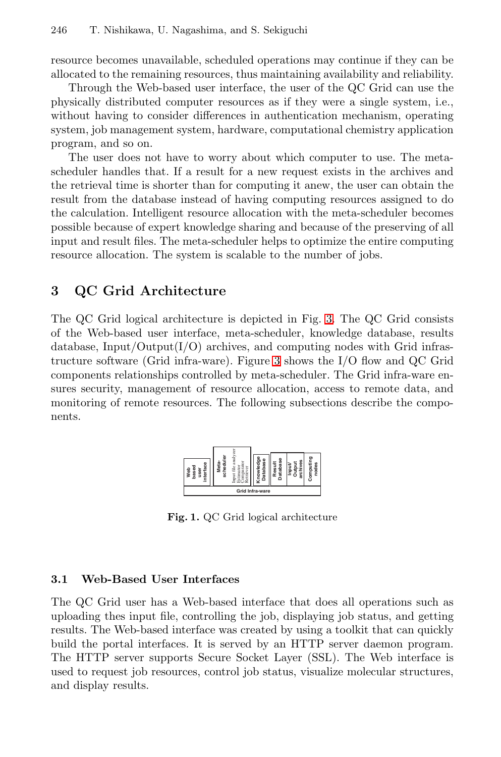resource becomes unavailable, scheduled operations may continue if they can be allocated to the remaining resources, thus maintaining availability and reliability.

Through the Web-based user interface, the user of the QC Grid can use the physically distributed computer resources as if they were a single system, i.e., without having to consider differences in authentication mechanism, operating system, job management system, hardware, computational chemistry application program, and so on.

The user does not have to worry about which computer to use. The meta-scheduler handles that. If a result for a new request exists in the archives and the retrieval time is shorter than for computing it anew, the user can obtain the result from the database instead of having computing resources assigned to do the calculation. Intelligent resource allocation with the meta-scheduler becomes possible because of expert knowledge sharing and because of the preserving of all input and result files. The meta-scheduler helps to optimize the entire computing resource allocation. The system is scalable to the number of jobs.

## 3 QC Grid Architecture

The QC Grid logical architecture is depicted in Fig. 3. The QC Grid consists of the Web-based user interface, meta-scheduler, knowledge database, results database, Input/Output(I/O) archives, and computing nodes with Grid infrastructure software (Grid infra-ware). Figure 3 shows the I/O flow and QC Grid components relationships controlled by meta-scheduler. The Grid infra-ware ensures security, management of resource allocation, access to remote data, and monitoring of remote resources. The following subsections describe the components.

| Web based user interface | Meta-scheduler (Input file analyzer, Estimator, Comparator, Retriever) | Knowledge Database | Result Database | Input/Output archives | Computing nodes |
|---|---|---|---|---|---|
| Grid Infra-ware | | | | | |

**Fig. 1.** QC Grid logical architecture

### 3.1 Web-Based User Interfaces

The QC Grid user has a Web-based interface that does all operations such as uploading thes input file, controlling the job, displaying job status, and getting results. The Web-based interface was created by using a toolkit that can quickly build the portal interfaces. It is served by an HTTP server daemon program. The HTTP server supports Secure Socket Layer (SSL). The Web interface is used to request job resources, control job status, visualize molecular structures, and display results.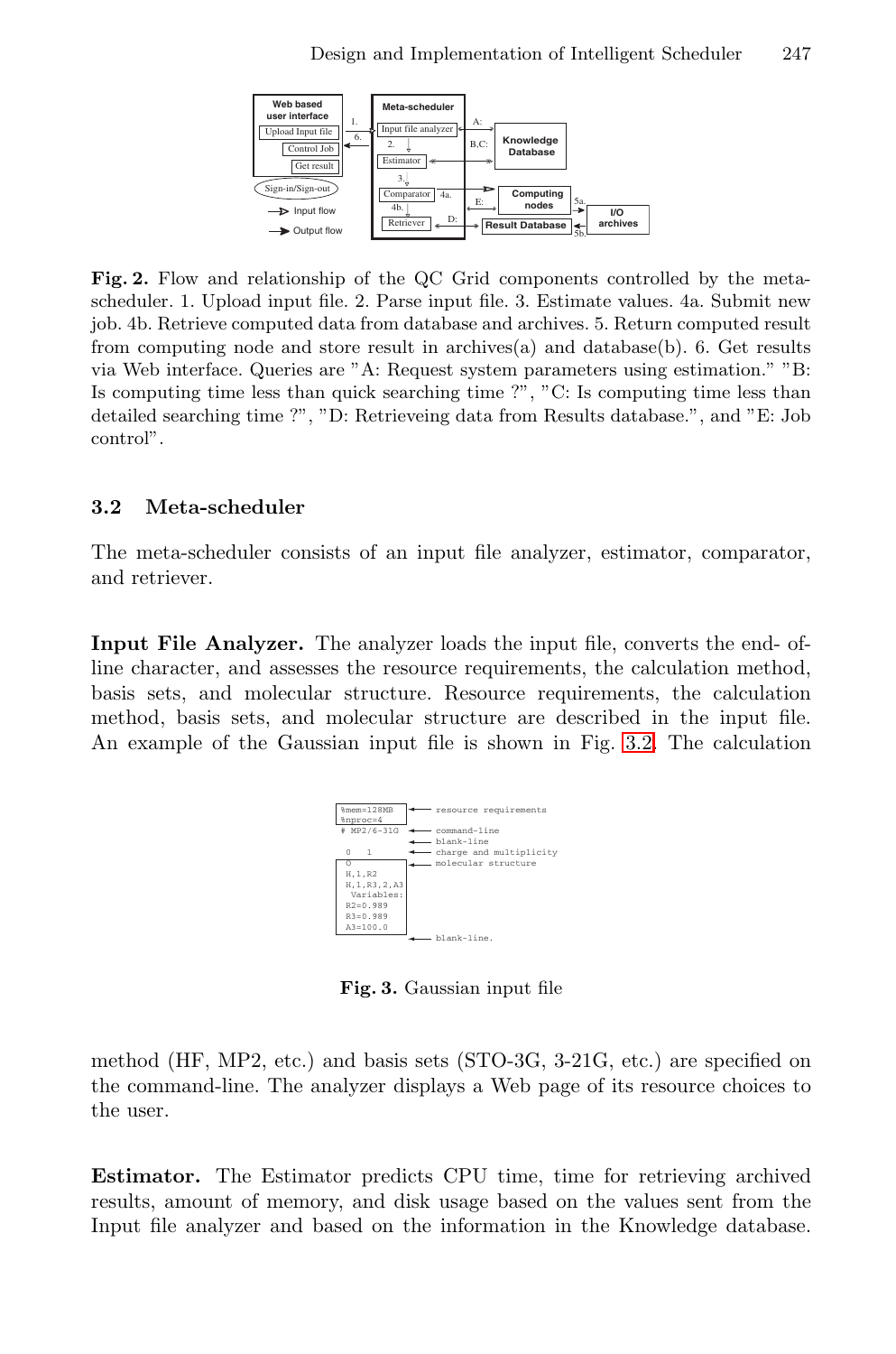**Fig. 2.** Flow and relationship of the QC Grid components controlled by the meta-scheduler. 1. Upload input file. 2. Parse input file. 3. Estimate values. 4a. Submit new job. 4b. Retrieve computed data from database and archives. 5. Return computed result from computing node and store result in archives(a) and database(b). 6. Get results via Web interface. Queries are "A: Request system parameters using estimation." "B: Is computing time less than quick searching time ?", "C: Is computing time less than detailed searching time ?", "D: Retrieveing data from Results database.", and "E: Job control".

### 3.2 Meta-scheduler

The meta-scheduler consists of an input file analyzer, estimator, comparator, and retriever.

**Input File Analyzer.** The analyzer loads the input file, converts the end- of-line character, and assesses the resource requirements, the calculation method, basis sets, and molecular structure. Resource requirements, the calculation method, basis sets, and molecular structure are described in the input file. An example of the Gaussian input file is shown in Fig. 3.2. The calculation

```
%mem=128MB          <---- resource requirements
%nproc=4
# MP2/6-31G         <---- command-line
                    <---- blank-line
 0   1              <---- charge and multiplicity
O                   <---- molecular structure
 H,1,R2
 H,1,R3,2,A3
  Variables:
 R2=0.989
 R3=0.989
 A3=100.0
                    <---- blank-line.
```

**Fig. 3.** Gaussian input file

method (HF, MP2, etc.) and basis sets (STO-3G, 3-21G, etc.) are specified on the command-line. The analyzer displays a Web page of its resource choices to the user.

**Estimator.** The Estimator predicts CPU time, time for retrieving archived results, amount of memory, and disk usage based on the values sent from the Input file analyzer and based on the information in the Knowledge database.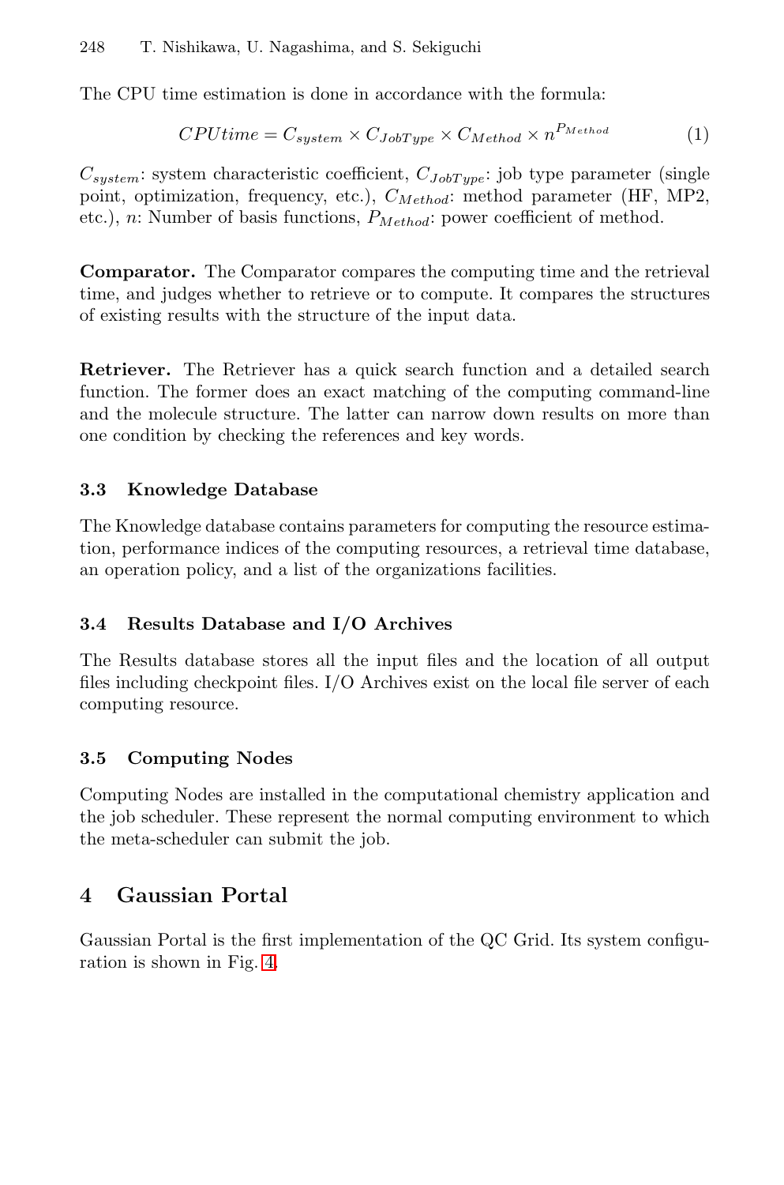The CPU time estimation is done in accordance with the formula:

$$CPUtime = C_{system} \times C_{JobType} \times C_{Method} \times n^{P_{Method}} \quad (1)$$

$C_{system}$: system characteristic coefficient, $C_{JobType}$: job type parameter (single point, optimization, frequency, etc.), $C_{Method}$: method parameter (HF, MP2, etc.), $n$: Number of basis functions, $P_{Method}$: power coefficient of method.

**Comparator.** The Comparator compares the computing time and the retrieval time, and judges whether to retrieve or to compute. It compares the structures of existing results with the structure of the input data.

**Retriever.** The Retriever has a quick search function and a detailed search function. The former does an exact matching of the computing command-line and the molecule structure. The latter can narrow down results on more than one condition by checking the references and key words.

### 3.3 Knowledge Database

The Knowledge database contains parameters for computing the resource estimation, performance indices of the computing resources, a retrieval time database, an operation policy, and a list of the organizations facilities.

### 3.4 Results Database and I/O Archives

The Results database stores all the input files and the location of all output files including checkpoint files. I/O Archives exist on the local file server of each computing resource.

### 3.5 Computing Nodes

Computing Nodes are installed in the computational chemistry application and the job scheduler. These represent the normal computing environment to which the meta-scheduler can submit the job.

## 4 Gaussian Portal

Gaussian Portal is the first implementation of the QC Grid. Its system configuration is shown in Fig. 4.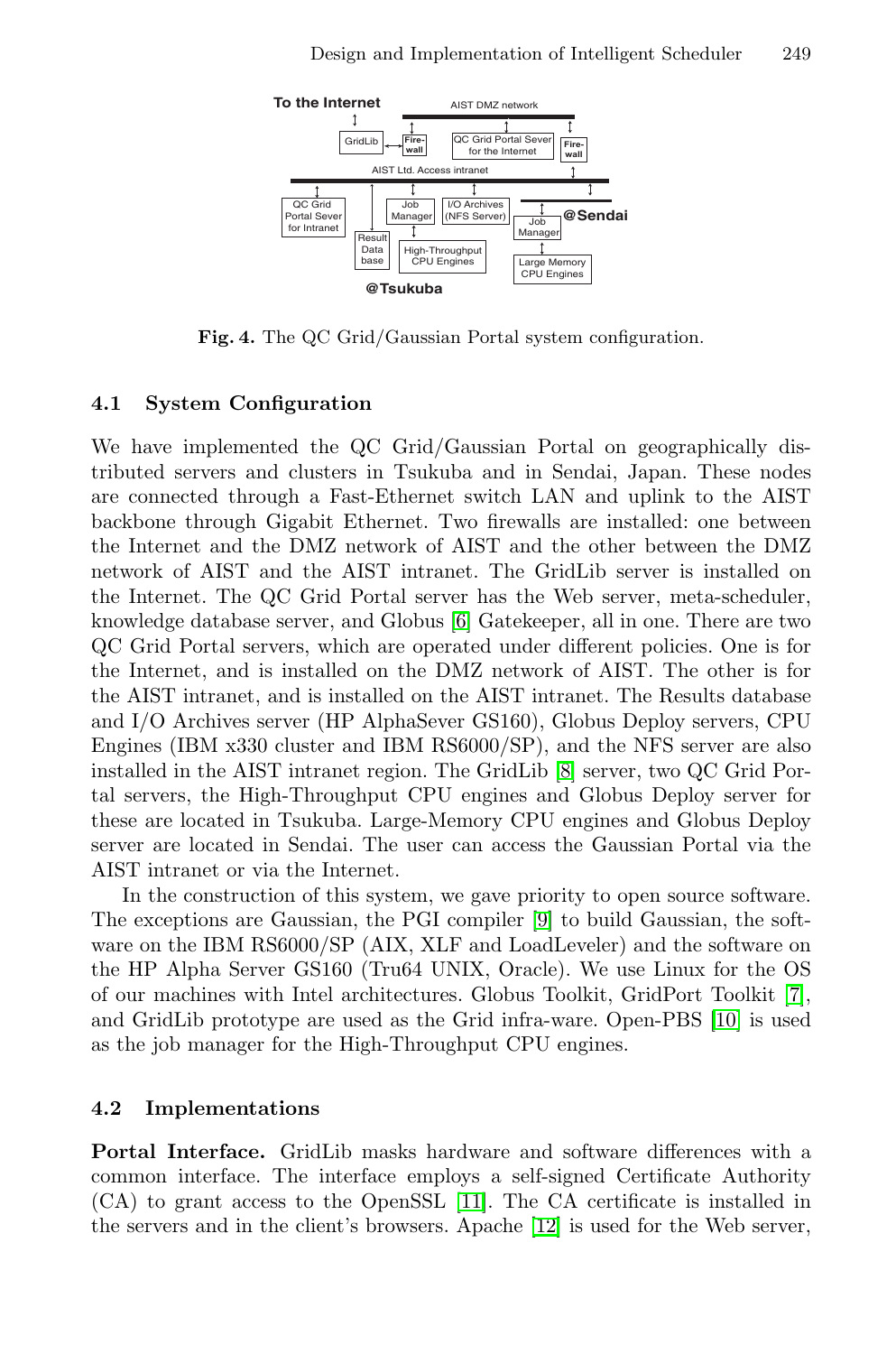Fig. 4. The QC Grid/Gaussian Portal system configuration.

### 4.1 System Configuration

We have implemented the QC Grid/Gaussian Portal on geographically distributed servers and clusters in Tsukuba and in Sendai, Japan. These nodes are connected through a Fast-Ethernet switch LAN and uplink to the AIST backbone through Gigabit Ethernet. Two firewalls are installed: one between the Internet and the DMZ network of AIST and the other between the DMZ network of AIST and the AIST intranet. The GridLib server is installed on the Internet. The QC Grid Portal server has the Web server, meta-scheduler, knowledge database server, and Globus [6] Gatekeeper, all in one. There are two QC Grid Portal servers, which are operated under different policies. One is for the Internet, and is installed on the DMZ network of AIST. The other is for the AIST intranet, and is installed on the AIST intranet. The Results database and I/O Archives server (HP AlphaSever GS160), Globus Deploy servers, CPU Engines (IBM x330 cluster and IBM RS6000/SP), and the NFS server are also installed in the AIST intranet region. The GridLib [8] server, two QC Grid Portal servers, the High-Throughput CPU engines and Globus Deploy server for these are located in Tsukuba. Large-Memory CPU engines and Globus Deploy server are located in Sendai. The user can access the Gaussian Portal via the AIST intranet or via the Internet.

In the construction of this system, we gave priority to open source software. The exceptions are Gaussian, the PGI compiler [9] to build Gaussian, the software on the IBM RS6000/SP (AIX, XLF and LoadLeveler) and the software on the HP Alpha Server GS160 (Tru64 UNIX, Oracle). We use Linux for the OS of our machines with Intel architectures. Globus Toolkit, GridPort Toolkit [7], and GridLib prototype are used as the Grid infra-ware. Open-PBS [10] is used as the job manager for the High-Throughput CPU engines.

### 4.2 Implementations

**Portal Interface.** GridLib masks hardware and software differences with a common interface. The interface employs a self-signed Certificate Authority (CA) to grant access to the OpenSSL [11]. The CA certificate is installed in the servers and in the client's browsers. Apache [12] is used for the Web server,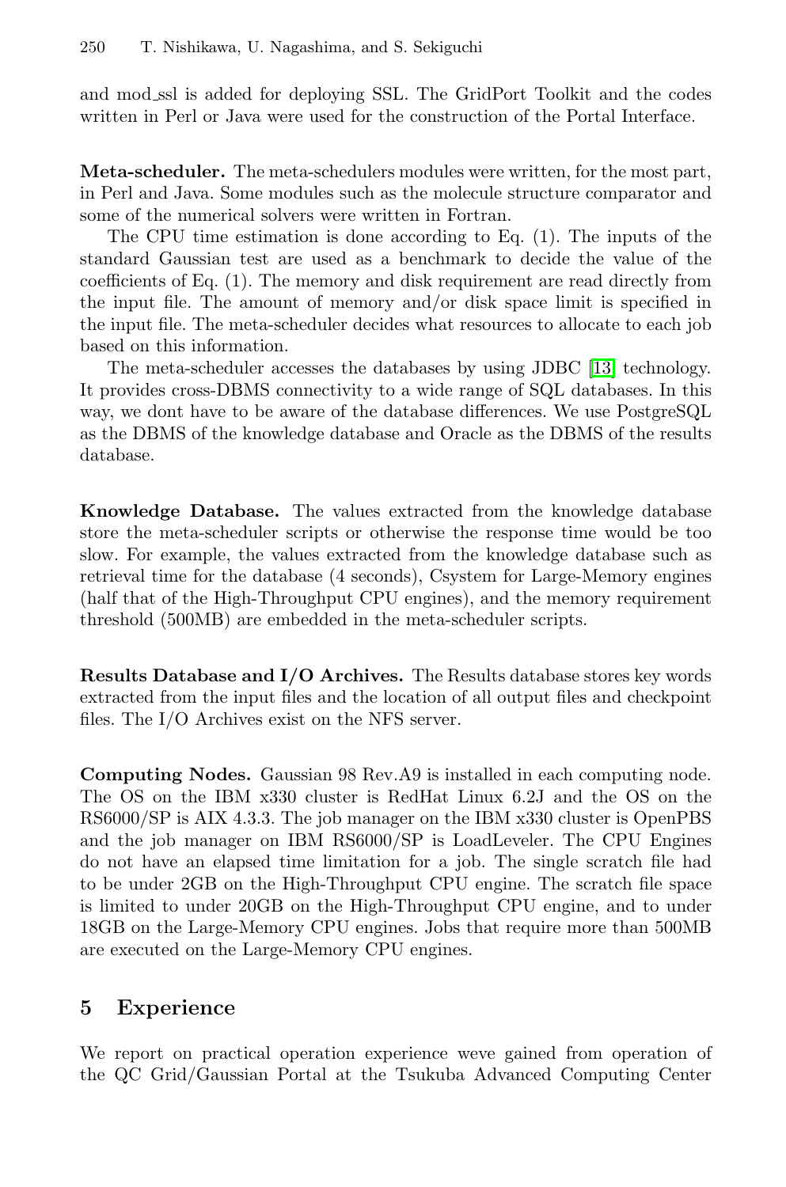and mod_ssl is added for deploying SSL. The GridPort Toolkit and the codes written in Perl or Java were used for the construction of the Portal Interface.

**Meta-scheduler.** The meta-schedulers modules were written, for the most part, in Perl and Java. Some modules such as the molecule structure comparator and some of the numerical solvers were written in Fortran.

The CPU time estimation is done according to Eq. (1). The inputs of the standard Gaussian test are used as a benchmark to decide the value of the coefficients of Eq. (1). The memory and disk requirement are read directly from the input file. The amount of memory and/or disk space limit is specified in the input file. The meta-scheduler decides what resources to allocate to each job based on this information.

The meta-scheduler accesses the databases by using JDBC [13] technology. It provides cross-DBMS connectivity to a wide range of SQL databases. In this way, we dont have to be aware of the database differences. We use PostgreSQL as the DBMS of the knowledge database and Oracle as the DBMS of the results database.

**Knowledge Database.** The values extracted from the knowledge database store the meta-scheduler scripts or otherwise the response time would be too slow. For example, the values extracted from the knowledge database such as retrieval time for the database (4 seconds), Csystem for Large-Memory engines (half that of the High-Throughput CPU engines), and the memory requirement threshold (500MB) are embedded in the meta-scheduler scripts.

**Results Database and I/O Archives.** The Results database stores key words extracted from the input files and the location of all output files and checkpoint files. The I/O Archives exist on the NFS server.

**Computing Nodes.** Gaussian 98 Rev.A9 is installed in each computing node. The OS on the IBM x330 cluster is RedHat Linux 6.2J and the OS on the RS6000/SP is AIX 4.3.3. The job manager on the IBM x330 cluster is OpenPBS and the job manager on IBM RS6000/SP is LoadLeveler. The CPU Engines do not have an elapsed time limitation for a job. The single scratch file had to be under 2GB on the High-Throughput CPU engine. The scratch file space is limited to under 20GB on the High-Throughput CPU engine, and to under 18GB on the Large-Memory CPU engines. Jobs that require more than 500MB are executed on the Large-Memory CPU engines.

## 5 Experience

We report on practical operation experience weve gained from operation of the QC Grid/Gaussian Portal at the Tsukuba Advanced Computing Center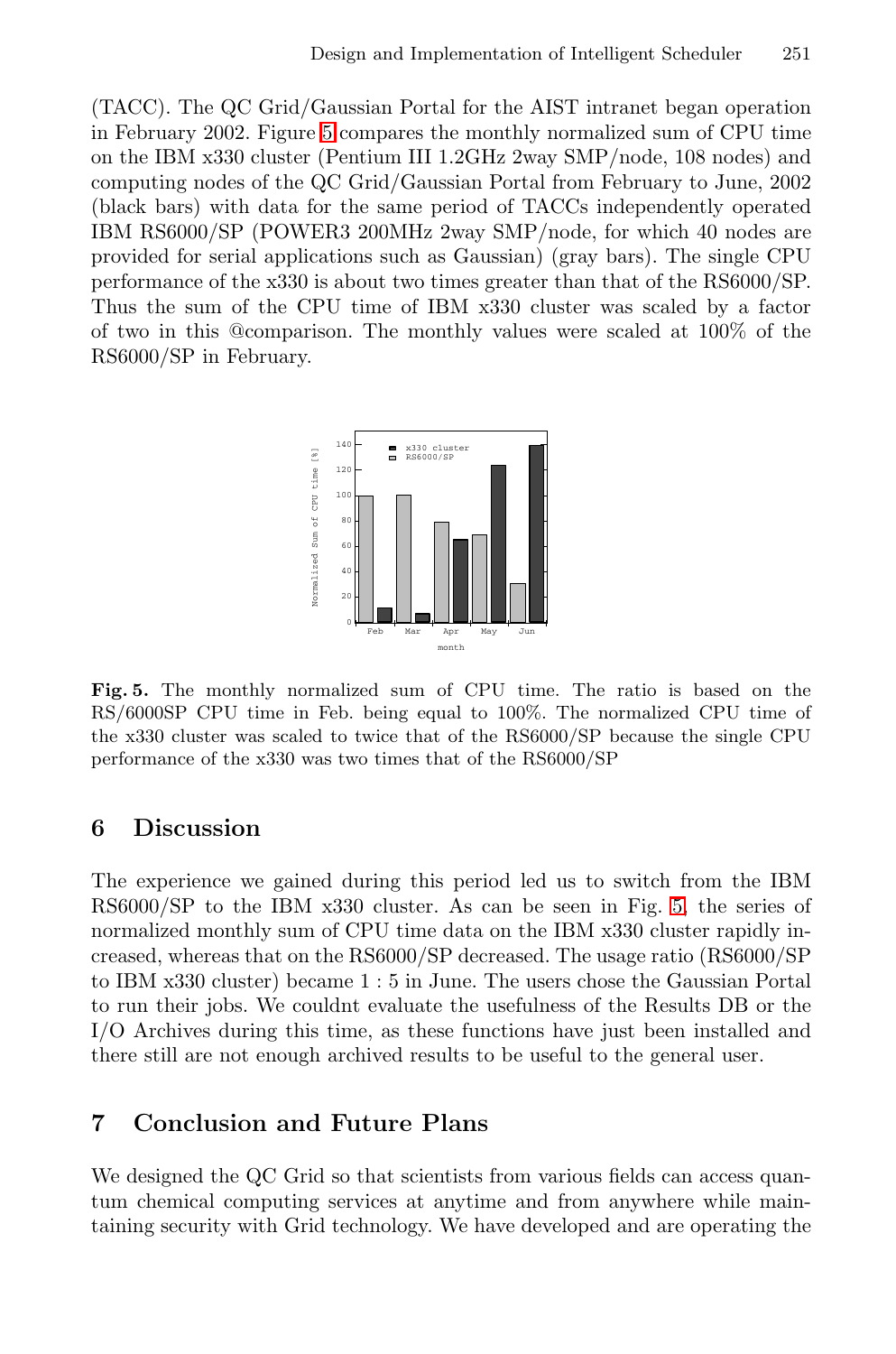(TACC). The QC Grid/Gaussian Portal for the AIST intranet began operation in February 2002. Figure 5 compares the monthly normalized sum of CPU time on the IBM x330 cluster (Pentium III 1.2GHz 2way SMP/node, 108 nodes) and computing nodes of the QC Grid/Gaussian Portal from February to June, 2002 (black bars) with data for the same period of TACCs independently operated IBM RS6000/SP (POWER3 200MHz 2way SMP/node, for which 40 nodes are provided for serial applications such as Gaussian) (gray bars). The single CPU performance of the x330 is about two times greater than that of the RS6000/SP. Thus the sum of the CPU time of IBM x330 cluster was scaled by a factor of two in this @comparison. The monthly values were scaled at 100% of the RS6000/SP in February.

**Fig. 5.** The monthly normalized sum of CPU time. The ratio is based on the RS/6000SP CPU time in Feb. being equal to 100%. The normalized CPU time of the x330 cluster was scaled to twice that of the RS6000/SP because the single CPU performance of the x330 was two times that of the RS6000/SP

## 6 Discussion

The experience we gained during this period led us to switch from the IBM RS6000/SP to the IBM x330 cluster. As can be seen in Fig. 5, the series of normalized monthly sum of CPU time data on the IBM x330 cluster rapidly increased, whereas that on the RS6000/SP decreased. The usage ratio (RS6000/SP to IBM x330 cluster) became 1 : 5 in June. The users chose the Gaussian Portal to run their jobs. We couldnt evaluate the usefulness of the Results DB or the I/O Archives during this time, as these functions have just been installed and there still are not enough archived results to be useful to the general user.

## 7 Conclusion and Future Plans

We designed the QC Grid so that scientists from various fields can access quantum chemical computing services at anytime and from anywhere while maintaining security with Grid technology. We have developed and are operating the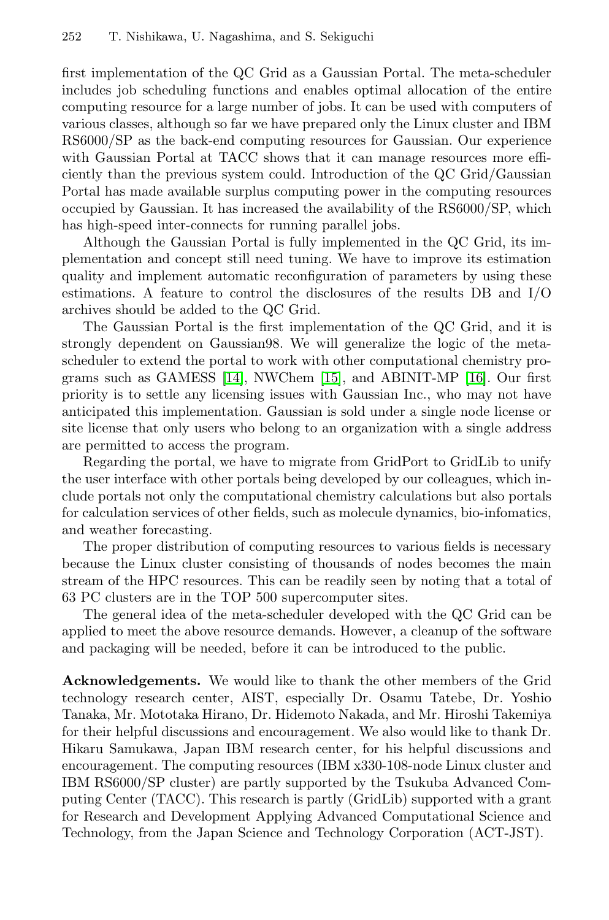first implementation of the QC Grid as a Gaussian Portal. The meta-scheduler includes job scheduling functions and enables optimal allocation of the entire computing resource for a large number of jobs. It can be used with computers of various classes, although so far we have prepared only the Linux cluster and IBM RS6000/SP as the back-end computing resources for Gaussian. Our experience with Gaussian Portal at TACC shows that it can manage resources more efficiently than the previous system could. Introduction of the QC Grid/Gaussian Portal has made available surplus computing power in the computing resources occupied by Gaussian. It has increased the availability of the RS6000/SP, which has high-speed inter-connects for running parallel jobs.

Although the Gaussian Portal is fully implemented in the QC Grid, its implementation and concept still need tuning. We have to improve its estimation quality and implement automatic reconfiguration of parameters by using these estimations. A feature to control the disclosures of the results DB and I/O archives should be added to the QC Grid.

The Gaussian Portal is the first implementation of the QC Grid, and it is strongly dependent on Gaussian98. We will generalize the logic of the meta-scheduler to extend the portal to work with other computational chemistry programs such as GAMESS [14], NWChem [15], and ABINIT-MP [16]. Our first priority is to settle any licensing issues with Gaussian Inc., who may not have anticipated this implementation. Gaussian is sold under a single node license or site license that only users who belong to an organization with a single address are permitted to access the program.

Regarding the portal, we have to migrate from GridPort to GridLib to unify the user interface with other portals being developed by our colleagues, which include portals not only the computational chemistry calculations but also portals for calculation services of other fields, such as molecule dynamics, bio-infomatics, and weather forecasting.

The proper distribution of computing resources to various fields is necessary because the Linux cluster consisting of thousands of nodes becomes the main stream of the HPC resources. This can be readily seen by noting that a total of 63 PC clusters are in the TOP 500 supercomputer sites.

The general idea of the meta-scheduler developed with the QC Grid can be applied to meet the above resource demands. However, a cleanup of the software and packaging will be needed, before it can be introduced to the public.

**Acknowledgements.** We would like to thank the other members of the Grid technology research center, AIST, especially Dr. Osamu Tatebe, Dr. Yoshio Tanaka, Mr. Mototaka Hirano, Dr. Hidemoto Nakada, and Mr. Hiroshi Takemiya for their helpful discussions and encouragement. We also would like to thank Dr. Hikaru Samukawa, Japan IBM research center, for his helpful discussions and encouragement. The computing resources (IBM x330-108-node Linux cluster and IBM RS6000/SP cluster) are partly supported by the Tsukuba Advanced Computing Center (TACC). This research is partly (GridLib) supported with a grant for Research and Development Applying Advanced Computational Science and Technology, from the Japan Science and Technology Corporation (ACT-JST).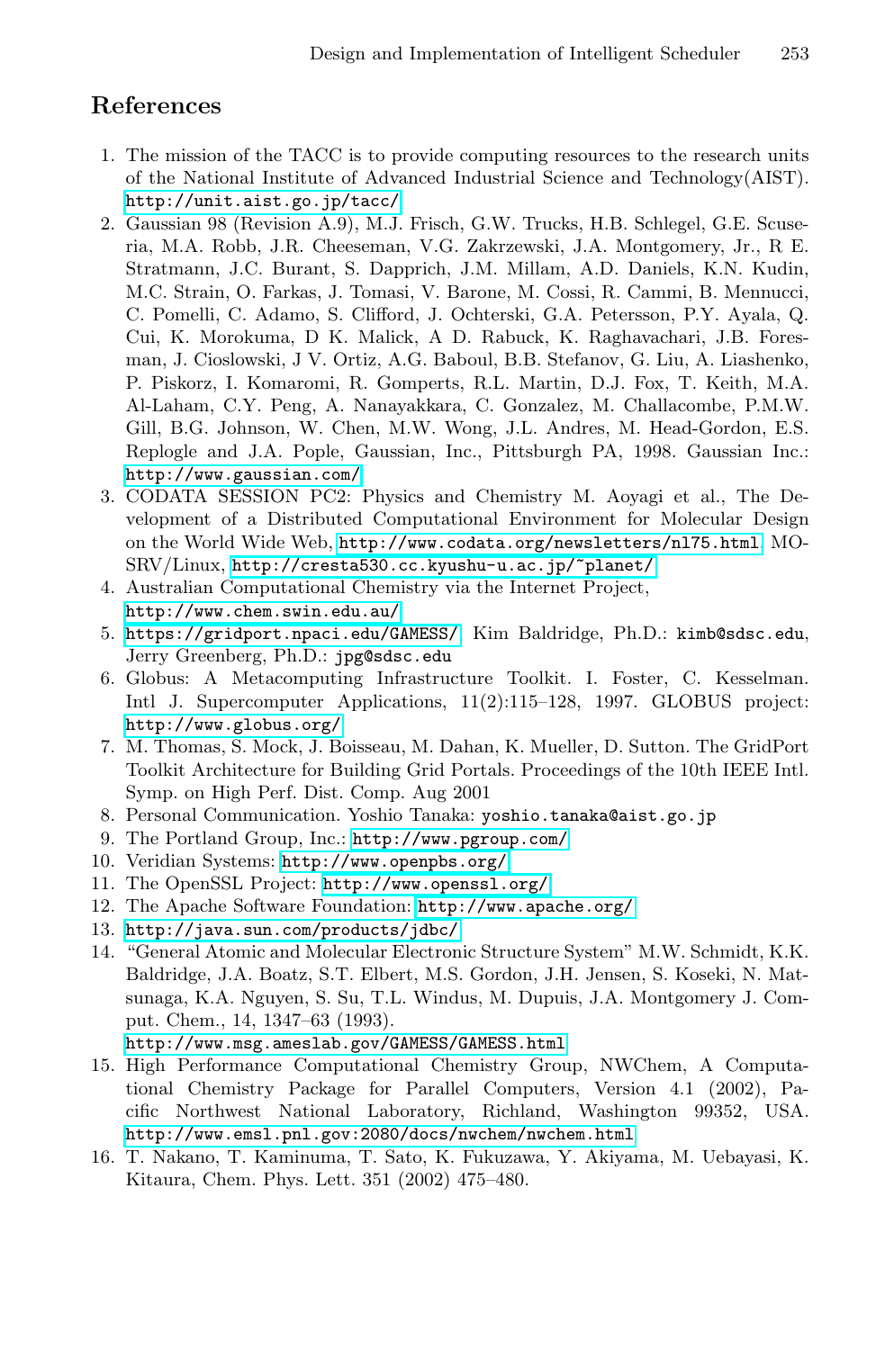## References

1. The mission of the TACC is to provide computing resources to the research units of the National Institute of Advanced Industrial Science and Technology(AIST). http://unit.aist.go.jp/tacc/
2. Gaussian 98 (Revision A.9), M.J. Frisch, G.W. Trucks, H.B. Schlegel, G.E. Scuseria, M.A. Robb, J.R. Cheeseman, V.G. Zakrzewski, J.A. Montgomery, Jr., R E. Stratmann, J.C. Burant, S. Dapprich, J.M. Millam, A.D. Daniels, K.N. Kudin, M.C. Strain, O. Farkas, J. Tomasi, V. Barone, M. Cossi, R. Cammi, B. Mennucci, C. Pomelli, C. Adamo, S. Clifford, J. Ochterski, G.A. Petersson, P.Y. Ayala, Q. Cui, K. Morokuma, D K. Malick, A D. Rabuck, K. Raghavachari, J.B. Foresman, J. Cioslowski, J V. Ortiz, A.G. Baboul, B.B. Stefanov, G. Liu, A. Liashenko, P. Piskorz, I. Komaromi, R. Gomperts, R.L. Martin, D.J. Fox, T. Keith, M.A. Al-Laham, C.Y. Peng, A. Nanayakkara, C. Gonzalez, M. Challacombe, P.M.W. Gill, B.G. Johnson, W. Chen, M.W. Wong, J.L. Andres, M. Head-Gordon, E.S. Replogle and J.A. Pople, Gaussian, Inc., Pittsburgh PA, 1998. Gaussian Inc.: http://www.gaussian.com/
3. CODATA SESSION PC2: Physics and Chemistry M. Aoyagi et al., The Development of a Distributed Computational Environment for Molecular Design on the World Wide Web, http://www.codata.org/newsletters/nl75.html, MOSRV/Linux, http://cresta530.cc.kyushu-u.ac.jp/~planet/
4. Australian Computational Chemistry via the Internet Project, http://www.chem.swin.edu.au/
5. https://gridport.npaci.edu/GAMESS/ Kim Baldridge, Ph.D.: kimb@sdsc.edu, Jerry Greenberg, Ph.D.: jpg@sdsc.edu
6. Globus: A Metacomputing Infrastructure Toolkit. I. Foster, C. Kesselman. Intl J. Supercomputer Applications, 11(2):115–128, 1997. GLOBUS project: http://www.globus.org/
7. M. Thomas, S. Mock, J. Boisseau, M. Dahan, K. Mueller, D. Sutton. The GridPort Toolkit Architecture for Building Grid Portals. Proceedings of the 10th IEEE Intl. Symp. on High Perf. Dist. Comp. Aug 2001
8. Personal Communication. Yoshio Tanaka: yoshio.tanaka@aist.go.jp
9. The Portland Group, Inc.: http://www.pgroup.com/
10. Veridian Systems: http://www.openpbs.org/
11. The OpenSSL Project: http://www.openssl.org/
12. The Apache Software Foundation: http://www.apache.org/
13. http://java.sun.com/products/jdbc/
14. "General Atomic and Molecular Electronic Structure System" M.W. Schmidt, K.K. Baldridge, J.A. Boatz, S.T. Elbert, M.S. Gordon, J.H. Jensen, S. Koseki, N. Matsunaga, K.A. Nguyen, S. Su, T.L. Windus, M. Dupuis, J.A. Montgomery J. Comput. Chem., 14, 1347–63 (1993). http://www.msg.ameslab.gov/GAMESS/GAMESS.html
15. High Performance Computational Chemistry Group, NWChem, A Computational Chemistry Package for Parallel Computers, Version 4.1 (2002), Pacific Northwest National Laboratory, Richland, Washington 99352, USA. http://www.emsl.pnl.gov:2080/docs/nwchem/nwchem.html
16. T. Nakano, T. Kaminuma, T. Sato, K. Fukuzawa, Y. Akiyama, M. Uebayasi, K. Kitaura, Chem. Phys. Lett. 351 (2002) 475–480.